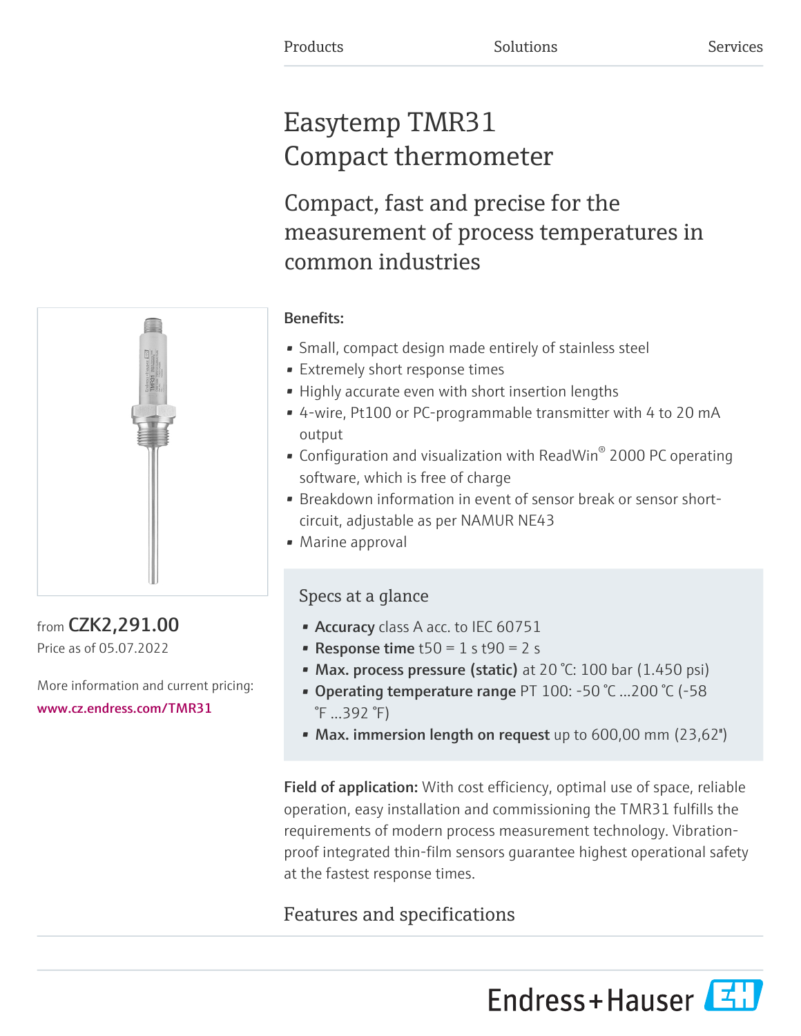Products Solutions Services

# Easytemp TMR31 Compact thermometer

## Compact, fast and precise for the measurement of process temperatures in common industries

from CZK2,291.00
Price as of 05.07.2022

More information and current pricing:
www.cz.endress.com/TMR31

**Benefits:**

- Small, compact design made entirely of stainless steel
- Extremely short response times
- Highly accurate even with short insertion lengths
- 4-wire, Pt100 or PC-programmable transmitter with 4 to 20 mA output
- Configuration and visualization with ReadWin® 2000 PC operating software, which is free of charge
- Breakdown information in event of sensor break or sensor short-circuit, adjustable as per NAMUR NE43
- Marine approval

### Specs at a glance

- **Accuracy** class A acc. to IEC 60751
- **Response time** t50 = 1 s t90 = 2 s
- **Max. process pressure (static)** at 20 °C: 100 bar (1.450 psi)
- **Operating temperature range** PT 100: -50 °C ...200 °C (-58 °F ...392 °F)
- **Max. immersion length on request** up to 600,00 mm (23,62")

**Field of application:** With cost efficiency, optimal use of space, reliable operation, easy installation and commissioning the TMR31 fulfills the requirements of modern process measurement technology. Vibration-proof integrated thin-film sensors guarantee highest operational safety at the fastest response times.

## Features and specifications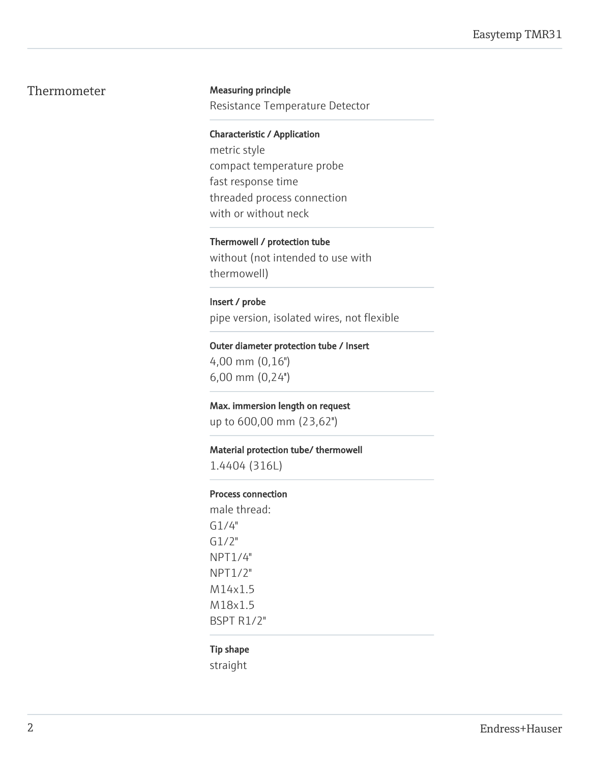## Thermometer

**Measuring principle**
Resistance Temperature Detector

**Characteristic / Application**
metric style
compact temperature probe
fast response time
threaded process connection
with or without neck

**Thermowell / protection tube**
without (not intended to use with thermowell)

**Insert / probe**
pipe version, isolated wires, not flexible

**Outer diameter protection tube / Insert**
4,00 mm (0,16")
6,00 mm (0,24")

**Max. immersion length on request**
up to 600,00 mm (23,62")

**Material protection tube/ thermowell**
1.4404 (316L)

**Process connection**
male thread:
G1/4"
G1/2"
NPT1/4"
NPT1/2"
M14x1.5
M18x1.5
BSPT R1/2"

**Tip shape**
straight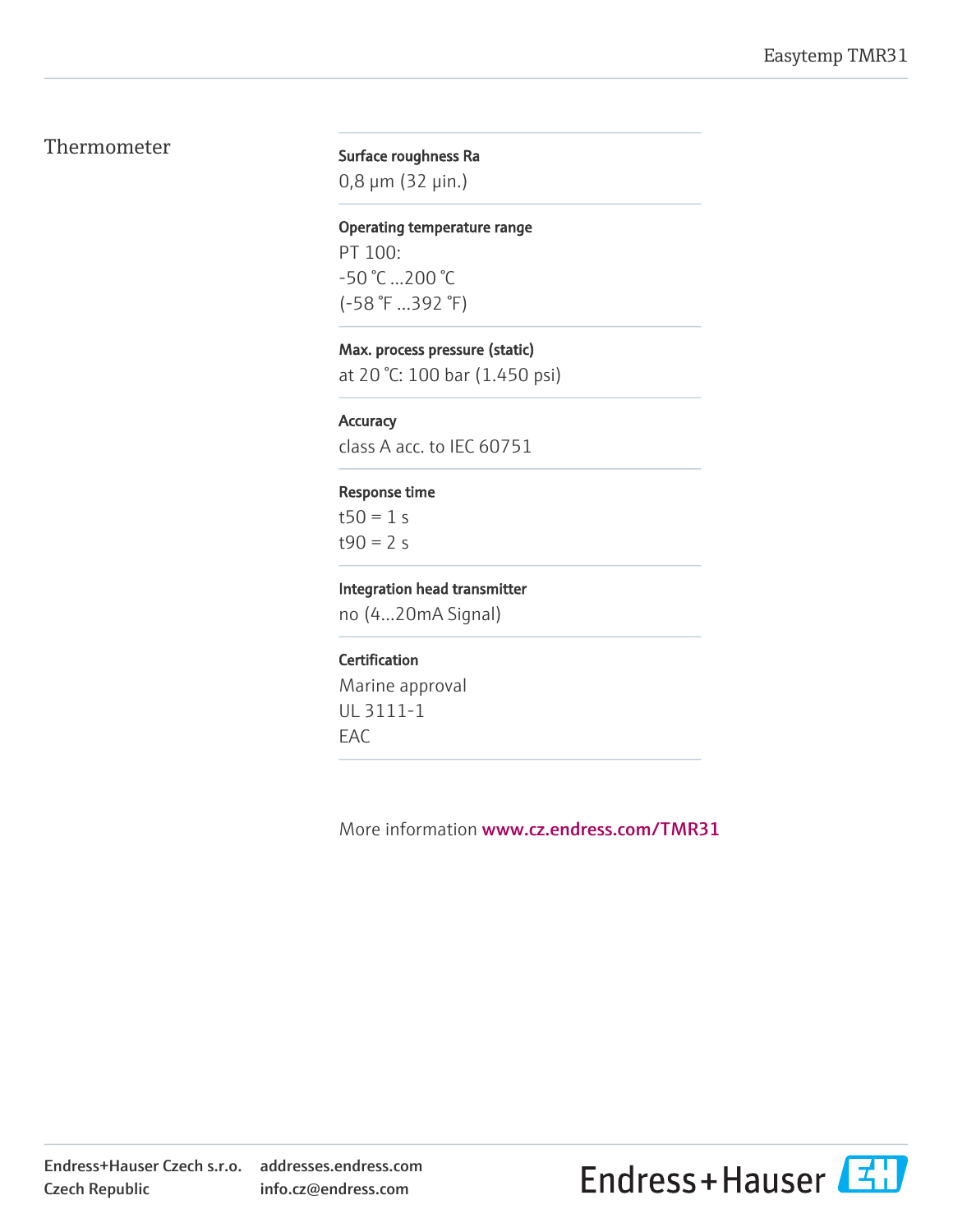## Thermometer

**Surface roughness Ra**

0,8 µm (32 µin.)

**Operating temperature range**

PT 100:
-50 °C ...200 °C
(-58 °F ...392 °F)

**Max. process pressure (static)**

at 20 °C: 100 bar (1.450 psi)

**Accuracy**

class A acc. to IEC 60751

**Response time**

t50 = 1 s
t90 = 2 s

**Integration head transmitter**

no (4...20mA Signal)

**Certification**

Marine approval
UL 3111-1
EAC

More information **www.cz.endress.com/TMR31**

Endress+Hauser Czech s.r.o.
Czech Republic

addresses.endress.com
info.cz@endress.com